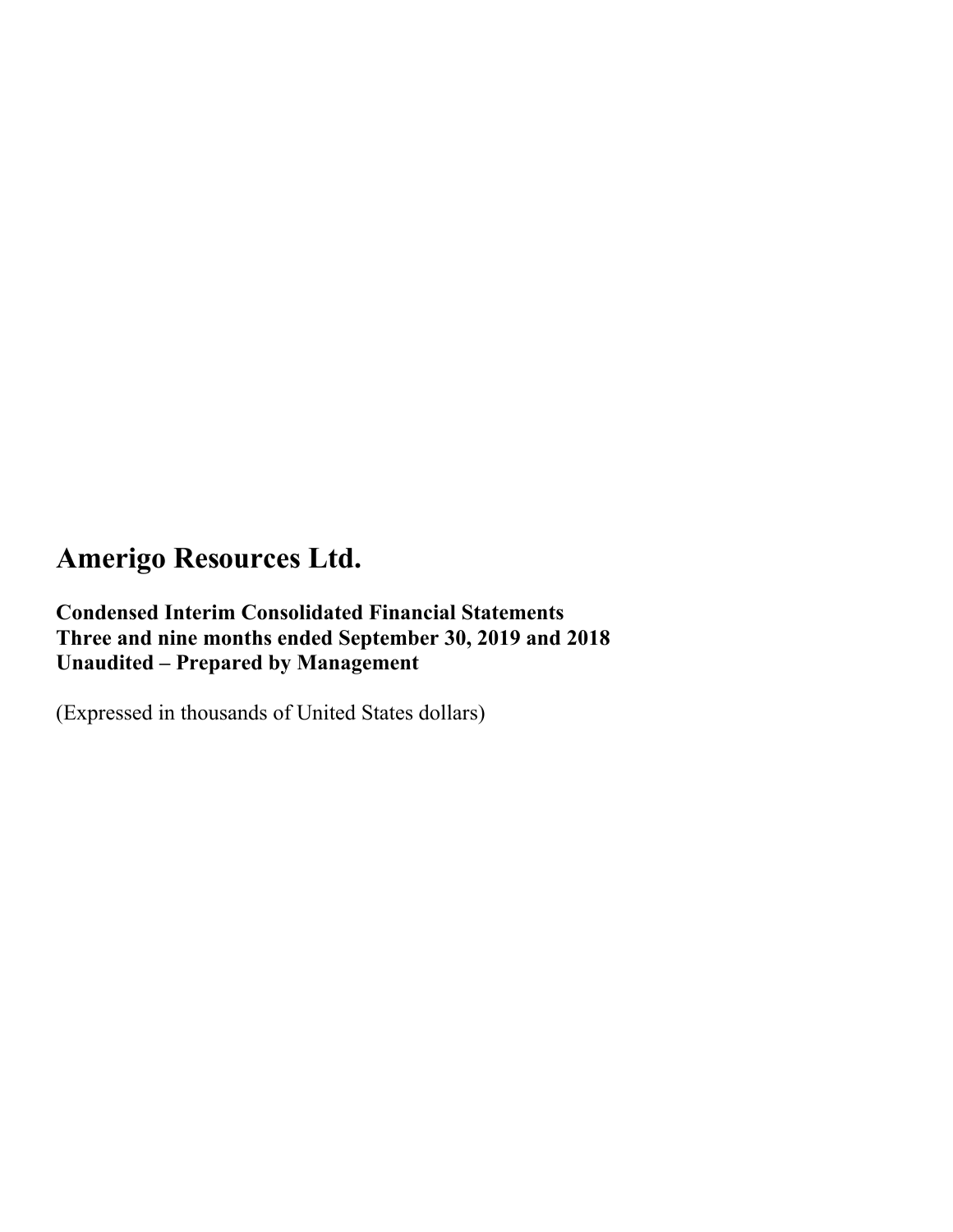# Amerigo Resources Ltd.

**Condensed Interim Consolidated Financial Statements**
**Three and nine months ended September 30, 2019 and 2018**
**Unaudited – Prepared by Management**

(Expressed in thousands of United States dollars)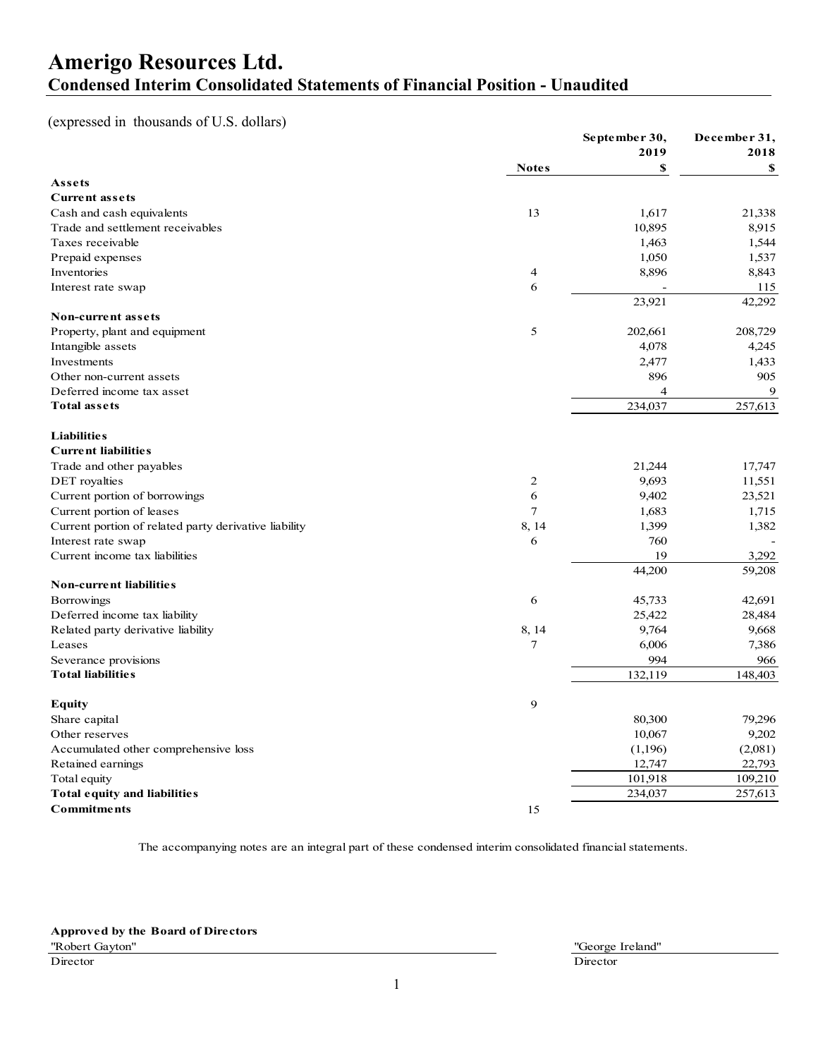# Amerigo Resources Ltd.

## Condensed Interim Consolidated Statements of Financial Position - Unaudited

(expressed in thousands of U.S. dollars)

| | Notes | September 30, 2019 $ | December 31, 2018 $ |
|---|---|---|---|
| **Assets** | | | |
| **Current assets** | | | |
| Cash and cash equivalents | 13 | 1,617 | 21,338 |
| Trade and settlement receivables | | 10,895 | 8,915 |
| Taxes receivable | | 1,463 | 1,544 |
| Prepaid expenses | | 1,050 | 1,537 |
| Inventories | 4 | 8,896 | 8,843 |
| Interest rate swap | 6 | - | 115 |
| | | 23,921 | 42,292 |
| **Non-current assets** | | | |
| Property, plant and equipment | 5 | 202,661 | 208,729 |
| Intangible assets | | 4,078 | 4,245 |
| Investments | | 2,477 | 1,433 |
| Other non-current assets | | 896 | 905 |
| Deferred income tax asset | | 4 | 9 |
| **Total assets** | | 234,037 | 257,613 |
| **Liabilities** | | | |
| **Current liabilities** | | | |
| Trade and other payables | | 21,244 | 17,747 |
| DET royalties | 2 | 9,693 | 11,551 |
| Current portion of borrowings | 6 | 9,402 | 23,521 |
| Current portion of leases | 7 | 1,683 | 1,715 |
| Current portion of related party derivative liability | 8, 14 | 1,399 | 1,382 |
| Interest rate swap | 6 | 760 | - |
| Current income tax liabilities | | 19 | 3,292 |
| | | 44,200 | 59,208 |
| **Non-current liabilities** | | | |
| Borrowings | 6 | 45,733 | 42,691 |
| Deferred income tax liability | | 25,422 | 28,484 |
| Related party derivative liability | 8, 14 | 9,764 | 9,668 |
| Leases | 7 | 6,006 | 7,386 |
| Severance provisions | | 994 | 966 |
| **Total liabilities** | | 132,119 | 148,403 |
| **Equity** | 9 | | |
| Share capital | | 80,300 | 79,296 |
| Other reserves | | 10,067 | 9,202 |
| Accumulated other comprehensive loss | | (1,196) | (2,081) |
| Retained earnings | | 12,747 | 22,793 |
| Total equity | | 101,918 | 109,210 |
| **Total equity and liabilities** | | 234,037 | 257,613 |
| **Commitments** | 15 | | |

The accompanying notes are an integral part of these condensed interim consolidated financial statements.

**Approved by the Board of Directors**

"Robert Gayton"
Director

"George Ireland"
Director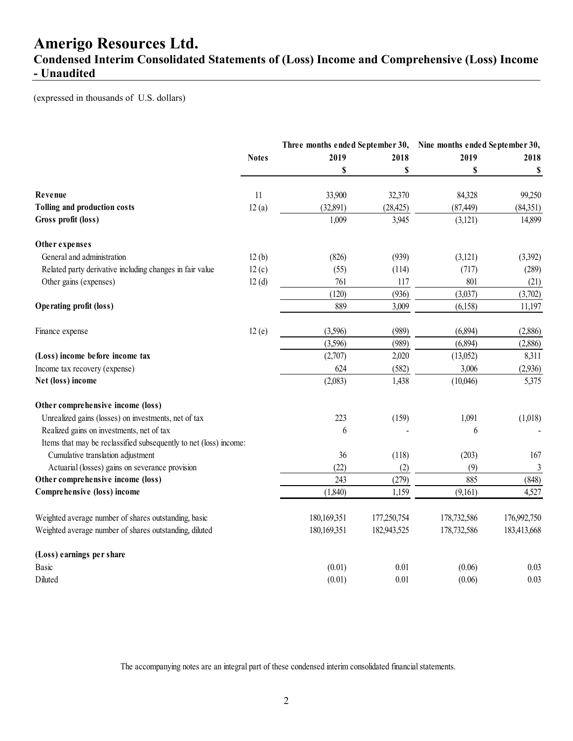# Amerigo Resources Ltd.

## Condensed Interim Consolidated Statements of (Loss) Income and Comprehensive (Loss) Income - Unaudited

(expressed in thousands of U.S. dollars)

| | Notes | Three months ended September 30, 2019 | Three months ended September 30, 2018 | Nine months ended September 30, 2019 | Nine months ended September 30, 2018 |
|---|---|---|---|---|---|
| | | $ | $ | $ | $ |
| **Revenue** | 11 | 33,900 | 32,370 | 84,328 | 99,250 |
| **Tolling and production costs** | 12 (a) | (32,891) | (28,425) | (87,449) | (84,351) |
| **Gross profit (loss)** | | 1,009 | 3,945 | (3,121) | 14,899 |
| **Other expenses** | | | | | |
| General and administration | 12 (b) | (826) | (939) | (3,121) | (3,392) |
| Related party derivative including changes in fair value | 12 (c) | (55) | (114) | (717) | (289) |
| Other gains (expenses) | 12 (d) | 761 | 117 | 801 | (21) |
| | | (120) | (936) | (3,037) | (3,702) |
| **Operating profit (loss)** | | 889 | 3,009 | (6,158) | 11,197 |
| Finance expense | 12 (e) | (3,596) | (989) | (6,894) | (2,886) |
| | | (3,596) | (989) | (6,894) | (2,886) |
| **(Loss) income before income tax** | | (2,707) | 2,020 | (13,052) | 8,311 |
| Income tax recovery (expense) | | 624 | (582) | 3,006 | (2,936) |
| **Net (loss) income** | | (2,083) | 1,438 | (10,046) | 5,375 |
| **Other comprehensive income (loss)** | | | | | |
| Unrealized gains (losses) on investments, net of tax | | 223 | (159) | 1,091 | (1,018) |
| Realized gains on investments, net of tax | | 6 | - | 6 | - |
| Items that may be reclassified subsequently to net (loss) income: | | | | | |
| Cumulative translation adjustment | | 36 | (118) | (203) | 167 |
| Actuarial (losses) gains on severance provision | | (22) | (2) | (9) | 3 |
| **Other comprehensive income (loss)** | | 243 | (279) | 885 | (848) |
| **Comprehensive (loss) income** | | (1,840) | 1,159 | (9,161) | 4,527 |
| Weighted average number of shares outstanding, basic | | 180,169,351 | 177,250,754 | 178,732,586 | 176,992,750 |
| Weighted average number of shares outstanding, diluted | | 180,169,351 | 182,943,525 | 178,732,586 | 183,413,668 |
| **(Loss) earnings per share** | | | | | |
| Basic | | (0.01) | 0.01 | (0.06) | 0.03 |
| Diluted | | (0.01) | 0.01 | (0.06) | 0.03 |

The accompanying notes are an integral part of these condensed interim consolidated financial statements.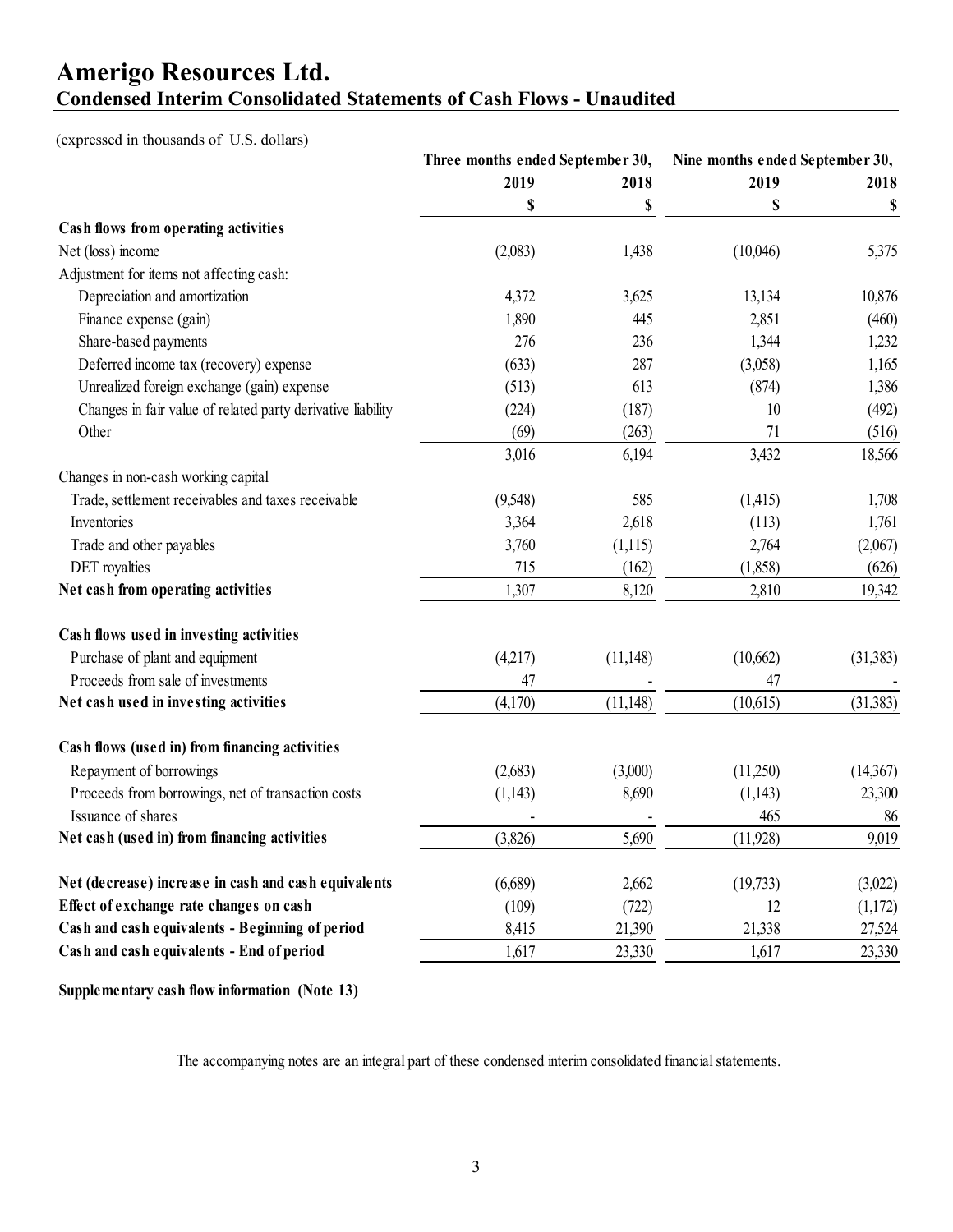# Amerigo Resources Ltd.

## Condensed Interim Consolidated Statements of Cash Flows - Unaudited

(expressed in thousands of U.S. dollars)

| | Three months ended September 30, | | Nine months ended September 30, | |
|---|---|---|---|---|
| | 2019 | 2018 | 2019 | 2018 |
| | $ | $ | $ | $ |
| **Cash flows from operating activities** | | | | |
| Net (loss) income | (2,083) | 1,438 | (10,046) | 5,375 |
| Adjustment for items not affecting cash: | | | | |
| Depreciation and amortization | 4,372 | 3,625 | 13,134 | 10,876 |
| Finance expense (gain) | 1,890 | 445 | 2,851 | (460) |
| Share-based payments | 276 | 236 | 1,344 | 1,232 |
| Deferred income tax (recovery) expense | (633) | 287 | (3,058) | 1,165 |
| Unrealized foreign exchange (gain) expense | (513) | 613 | (874) | 1,386 |
| Changes in fair value of related party derivative liability | (224) | (187) | 10 | (492) |
| Other | (69) | (263) | 71 | (516) |
| | 3,016 | 6,194 | 3,432 | 18,566 |
| Changes in non-cash working capital | | | | |
| Trade, settlement receivables and taxes receivable | (9,548) | 585 | (1,415) | 1,708 |
| Inventories | 3,364 | 2,618 | (113) | 1,761 |
| Trade and other payables | 3,760 | (1,115) | 2,764 | (2,067) |
| DET royalties | 715 | (162) | (1,858) | (626) |
| **Net cash from operating activities** | 1,307 | 8,120 | 2,810 | 19,342 |
| **Cash flows used in investing activities** | | | | |
| Purchase of plant and equipment | (4,217) | (11,148) | (10,662) | (31,383) |
| Proceeds from sale of investments | 47 | - | 47 | - |
| **Net cash used in investing activities** | (4,170) | (11,148) | (10,615) | (31,383) |
| **Cash flows (used in) from financing activities** | | | | |
| Repayment of borrowings | (2,683) | (3,000) | (11,250) | (14,367) |
| Proceeds from borrowings, net of transaction costs | (1,143) | 8,690 | (1,143) | 23,300 |
| Issuance of shares | - | - | 465 | 86 |
| **Net cash (used in) from financing activities** | (3,826) | 5,690 | (11,928) | 9,019 |
| **Net (decrease) increase in cash and cash equivalents** | (6,689) | 2,662 | (19,733) | (3,022) |
| **Effect of exchange rate changes on cash** | (109) | (722) | 12 | (1,172) |
| **Cash and cash equivalents - Beginning of period** | 8,415 | 21,390 | 21,338 | 27,524 |
| **Cash and cash equivalents - End of period** | 1,617 | 23,330 | 1,617 | 23,330 |

**Supplementary cash flow information (Note 13)**

The accompanying notes are an integral part of these condensed interim consolidated financial statements.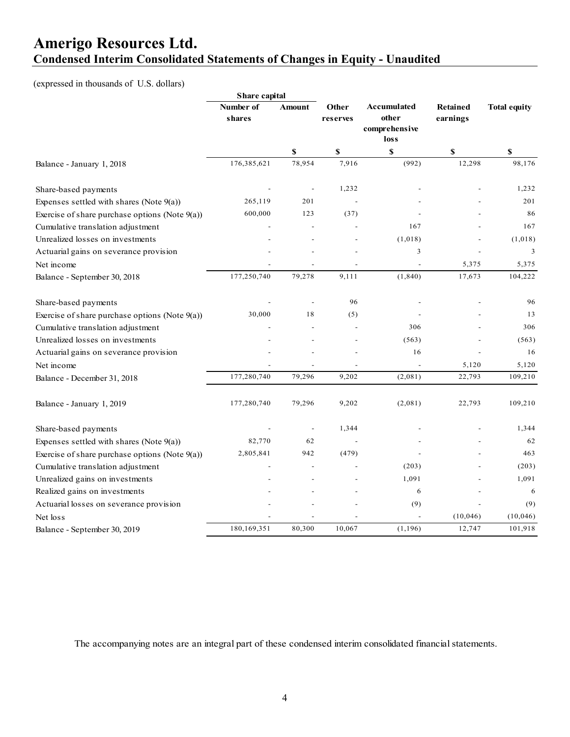# Amerigo Resources Ltd.

## Condensed Interim Consolidated Statements of Changes in Equity - Unaudited

(expressed in thousands of U.S. dollars)

| | Share capital | | | | | |
|---|---|---|---|---|---|---|
| | Number of shares | Amount | Other reserves | Accumulated other comprehensive loss | Retained earnings | Total equity |
| | | $ | $ | $ | $ | $ |
| Balance - January 1, 2018 | 176,385,621 | 78,954 | 7,916 | (992) | 12,298 | 98,176 |
| Share-based payments | - | - | 1,232 | - | - | 1,232 |
| Expenses settled with shares (Note 9(a)) | 265,119 | 201 | - | - | - | 201 |
| Exercise of share purchase options (Note 9(a)) | 600,000 | 123 | (37) | - | - | 86 |
| Cumulative translation adjustment | - | - | - | 167 | - | 167 |
| Unrealized losses on investments | - | - | - | (1,018) | - | (1,018) |
| Actuarial gains on severance provision | - | - | - | 3 | - | 3 |
| Net income | - | - | - | - | 5,375 | 5,375 |
| Balance - September 30, 2018 | 177,250,740 | 79,278 | 9,111 | (1,840) | 17,673 | 104,222 |
| Share-based payments | - | - | 96 | - | - | 96 |
| Exercise of share purchase options (Note 9(a)) | 30,000 | 18 | (5) | - | - | 13 |
| Cumulative translation adjustment | - | - | - | 306 | - | 306 |
| Unrealized losses on investments | - | - | - | (563) | - | (563) |
| Actuarial gains on severance provision | - | - | - | 16 | - | 16 |
| Net income | - | - | - | - | 5,120 | 5,120 |
| Balance - December 31, 2018 | 177,280,740 | 79,296 | 9,202 | (2,081) | 22,793 | 109,210 |
| Balance - January 1, 2019 | 177,280,740 | 79,296 | 9,202 | (2,081) | 22,793 | 109,210 |
| Share-based payments | - | - | 1,344 | - | - | 1,344 |
| Expenses settled with shares (Note 9(a)) | 82,770 | 62 | - | - | - | 62 |
| Exercise of share purchase options (Note 9(a)) | 2,805,841 | 942 | (479) | - | - | 463 |
| Cumulative translation adjustment | - | - | - | (203) | - | (203) |
| Unrealized gains on investments | - | - | - | 1,091 | - | 1,091 |
| Realized gains on investments | - | - | - | 6 | - | 6 |
| Actuarial losses on severance provision | - | - | - | (9) | - | (9) |
| Net loss | - | - | - | - | (10,046) | (10,046) |
| Balance - September 30, 2019 | 180,169,351 | 80,300 | 10,067 | (1,196) | 12,747 | 101,918 |

The accompanying notes are an integral part of these condensed interim consolidated financial statements.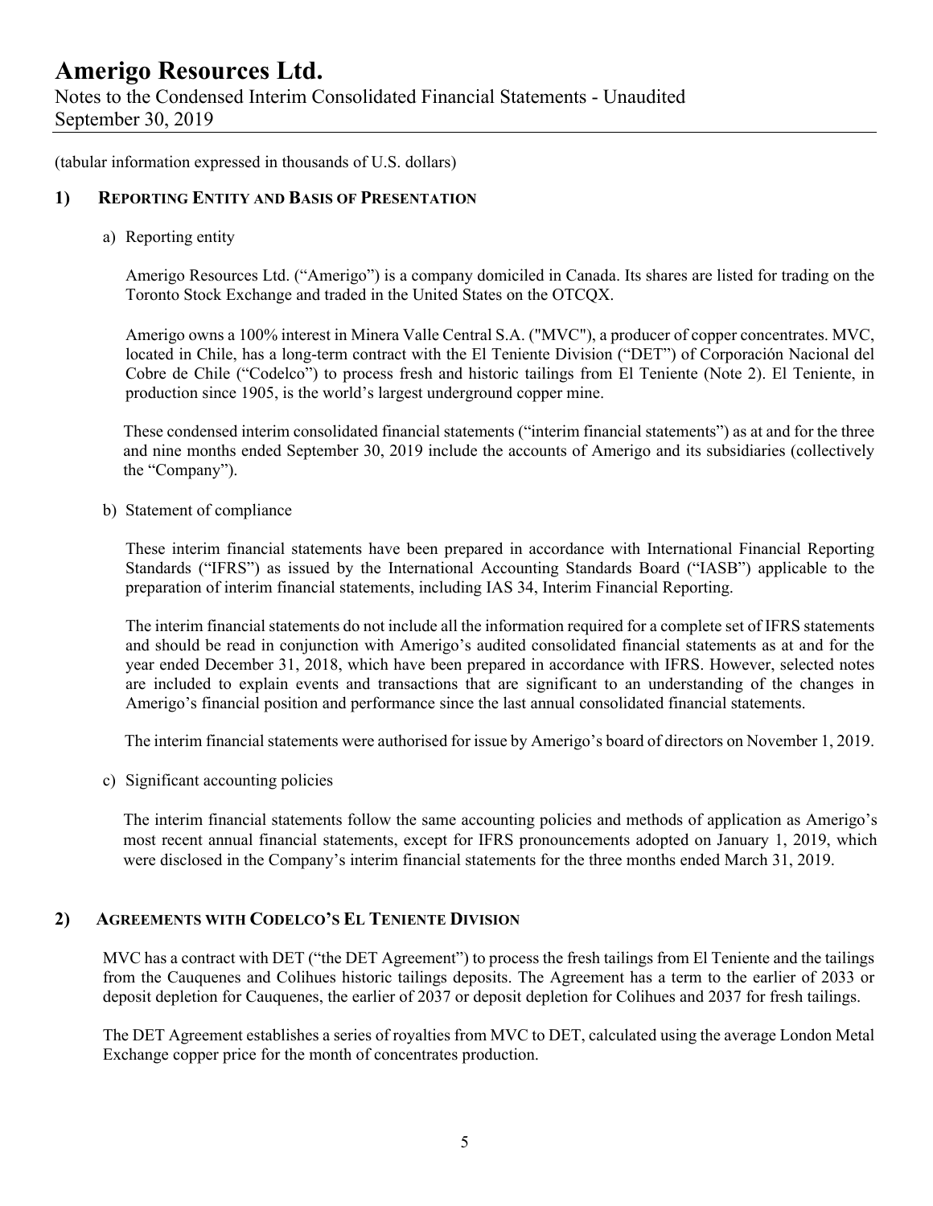(tabular information expressed in thousands of U.S. dollars)

## 1) REPORTING ENTITY AND BASIS OF PRESENTATION

a) Reporting entity

Amerigo Resources Ltd. ("Amerigo") is a company domiciled in Canada. Its shares are listed for trading on the Toronto Stock Exchange and traded in the United States on the OTCQX.

Amerigo owns a 100% interest in Minera Valle Central S.A. ("MVC"), a producer of copper concentrates. MVC, located in Chile, has a long-term contract with the El Teniente Division ("DET") of Corporación Nacional del Cobre de Chile ("Codelco") to process fresh and historic tailings from El Teniente (Note 2). El Teniente, in production since 1905, is the world's largest underground copper mine.

These condensed interim consolidated financial statements ("interim financial statements") as at and for the three and nine months ended September 30, 2019 include the accounts of Amerigo and its subsidiaries (collectively the "Company").

b) Statement of compliance

These interim financial statements have been prepared in accordance with International Financial Reporting Standards ("IFRS") as issued by the International Accounting Standards Board ("IASB") applicable to the preparation of interim financial statements, including IAS 34, Interim Financial Reporting.

The interim financial statements do not include all the information required for a complete set of IFRS statements and should be read in conjunction with Amerigo's audited consolidated financial statements as at and for the year ended December 31, 2018, which have been prepared in accordance with IFRS. However, selected notes are included to explain events and transactions that are significant to an understanding of the changes in Amerigo's financial position and performance since the last annual consolidated financial statements.

The interim financial statements were authorised for issue by Amerigo's board of directors on November 1, 2019.

c) Significant accounting policies

The interim financial statements follow the same accounting policies and methods of application as Amerigo's most recent annual financial statements, except for IFRS pronouncements adopted on January 1, 2019, which were disclosed in the Company's interim financial statements for the three months ended March 31, 2019.

## 2) AGREEMENTS WITH CODELCO'S EL TENIENTE DIVISION

MVC has a contract with DET ("the DET Agreement") to process the fresh tailings from El Teniente and the tailings from the Cauquenes and Colihues historic tailings deposits. The Agreement has a term to the earlier of 2033 or deposit depletion for Cauquenes, the earlier of 2037 or deposit depletion for Colihues and 2037 for fresh tailings.

The DET Agreement establishes a series of royalties from MVC to DET, calculated using the average London Metal Exchange copper price for the month of concentrates production.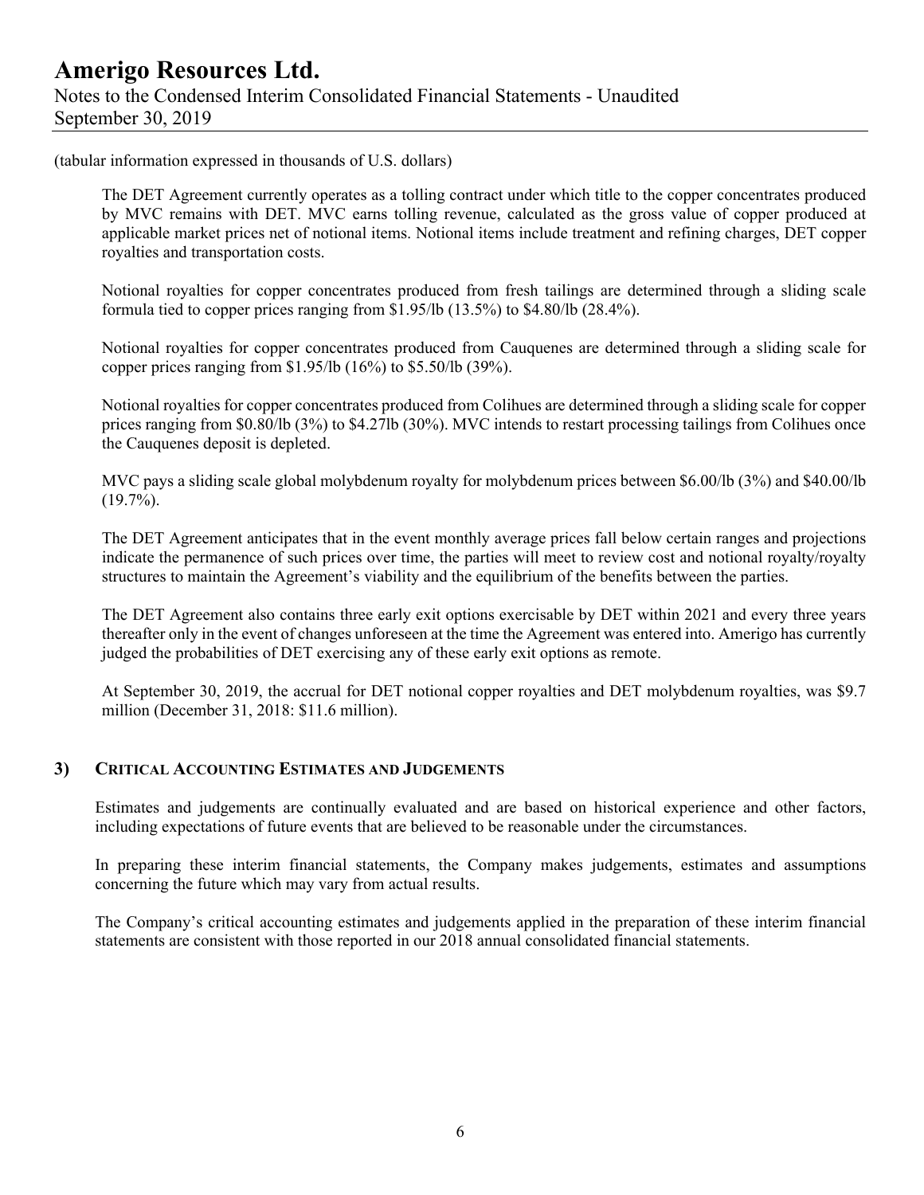(tabular information expressed in thousands of U.S. dollars)

The DET Agreement currently operates as a tolling contract under which title to the copper concentrates produced by MVC remains with DET. MVC earns tolling revenue, calculated as the gross value of copper produced at applicable market prices net of notional items. Notional items include treatment and refining charges, DET copper royalties and transportation costs.

Notional royalties for copper concentrates produced from fresh tailings are determined through a sliding scale formula tied to copper prices ranging from $1.95/lb (13.5%) to $4.80/lb (28.4%).

Notional royalties for copper concentrates produced from Cauquenes are determined through a sliding scale for copper prices ranging from $1.95/lb (16%) to $5.50/lb (39%).

Notional royalties for copper concentrates produced from Colihues are determined through a sliding scale for copper prices ranging from $0.80/lb (3%) to $4.27lb (30%). MVC intends to restart processing tailings from Colihues once the Cauquenes deposit is depleted.

MVC pays a sliding scale global molybdenum royalty for molybdenum prices between $6.00/lb (3%) and $40.00/lb (19.7%).

The DET Agreement anticipates that in the event monthly average prices fall below certain ranges and projections indicate the permanence of such prices over time, the parties will meet to review cost and notional royalty/royalty structures to maintain the Agreement's viability and the equilibrium of the benefits between the parties.

The DET Agreement also contains three early exit options exercisable by DET within 2021 and every three years thereafter only in the event of changes unforeseen at the time the Agreement was entered into. Amerigo has currently judged the probabilities of DET exercising any of these early exit options as remote.

At September 30, 2019, the accrual for DET notional copper royalties and DET molybdenum royalties, was $9.7 million (December 31, 2018: $11.6 million).

## 3) CRITICAL ACCOUNTING ESTIMATES AND JUDGEMENTS

Estimates and judgements are continually evaluated and are based on historical experience and other factors, including expectations of future events that are believed to be reasonable under the circumstances.

In preparing these interim financial statements, the Company makes judgements, estimates and assumptions concerning the future which may vary from actual results.

The Company's critical accounting estimates and judgements applied in the preparation of these interim financial statements are consistent with those reported in our 2018 annual consolidated financial statements.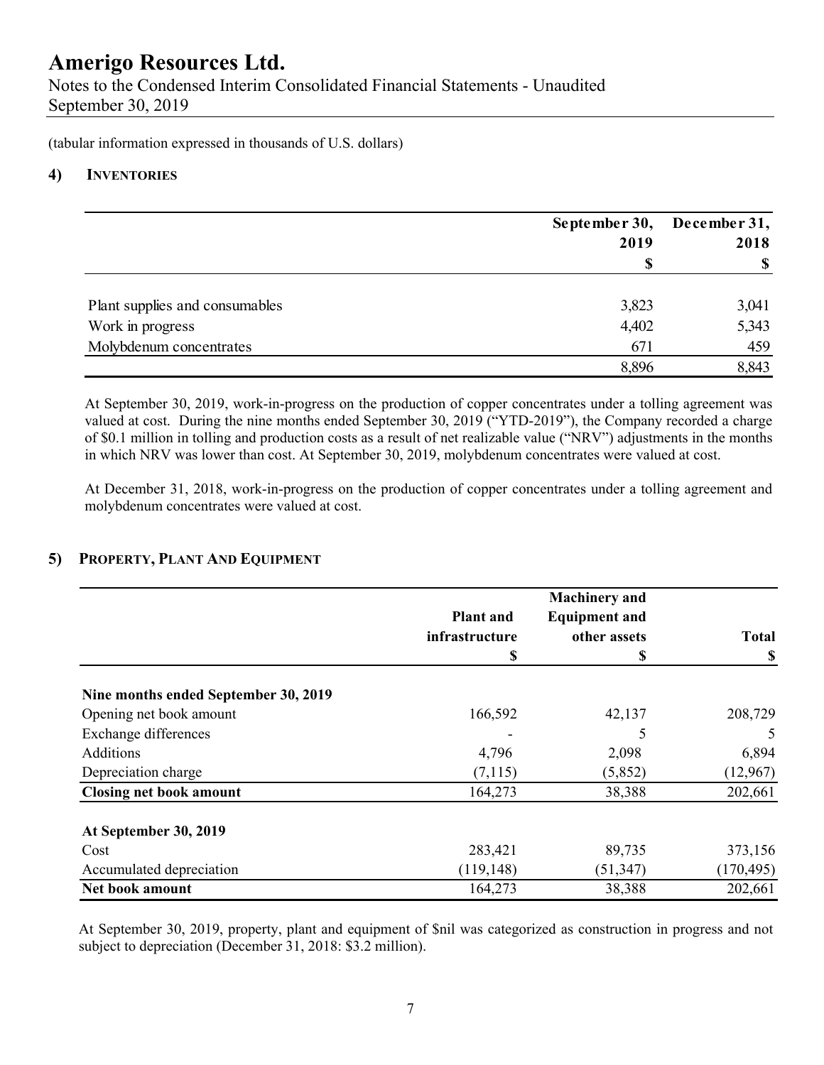(tabular information expressed in thousands of U.S. dollars)

## 4) INVENTORIES

| | September 30, 2019 | December 31, 2018 |
|---|---|---|
| | $ | $ |
| Plant supplies and consumables | 3,823 | 3,041 |
| Work in progress | 4,402 | 5,343 |
| Molybdenum concentrates | 671 | 459 |
| | 8,896 | 8,843 |

At September 30, 2019, work-in-progress on the production of copper concentrates under a tolling agreement was valued at cost. During the nine months ended September 30, 2019 ("YTD-2019"), the Company recorded a charge of $0.1 million in tolling and production costs as a result of net realizable value ("NRV") adjustments in the months in which NRV was lower than cost. At September 30, 2019, molybdenum concentrates were valued at cost.

At December 31, 2018, work-in-progress on the production of copper concentrates under a tolling agreement and molybdenum concentrates were valued at cost.

## 5) PROPERTY, PLANT AND EQUIPMENT

| | Plant and infrastructure | Machinery and Equipment and other assets | Total |
|---|---|---|---|
| | $ | $ | $ |
| **Nine months ended September 30, 2019** | | | |
| Opening net book amount | 166,592 | 42,137 | 208,729 |
| Exchange differences | - | 5 | 5 |
| Additions | 4,796 | 2,098 | 6,894 |
| Depreciation charge | (7,115) | (5,852) | (12,967) |
| **Closing net book amount** | 164,273 | 38,388 | 202,661 |
| **At September 30, 2019** | | | |
| Cost | 283,421 | 89,735 | 373,156 |
| Accumulated depreciation | (119,148) | (51,347) | (170,495) |
| **Net book amount** | 164,273 | 38,388 | 202,661 |

At September 30, 2019, property, plant and equipment of $nil was categorized as construction in progress and not subject to depreciation (December 31, 2018: $3.2 million).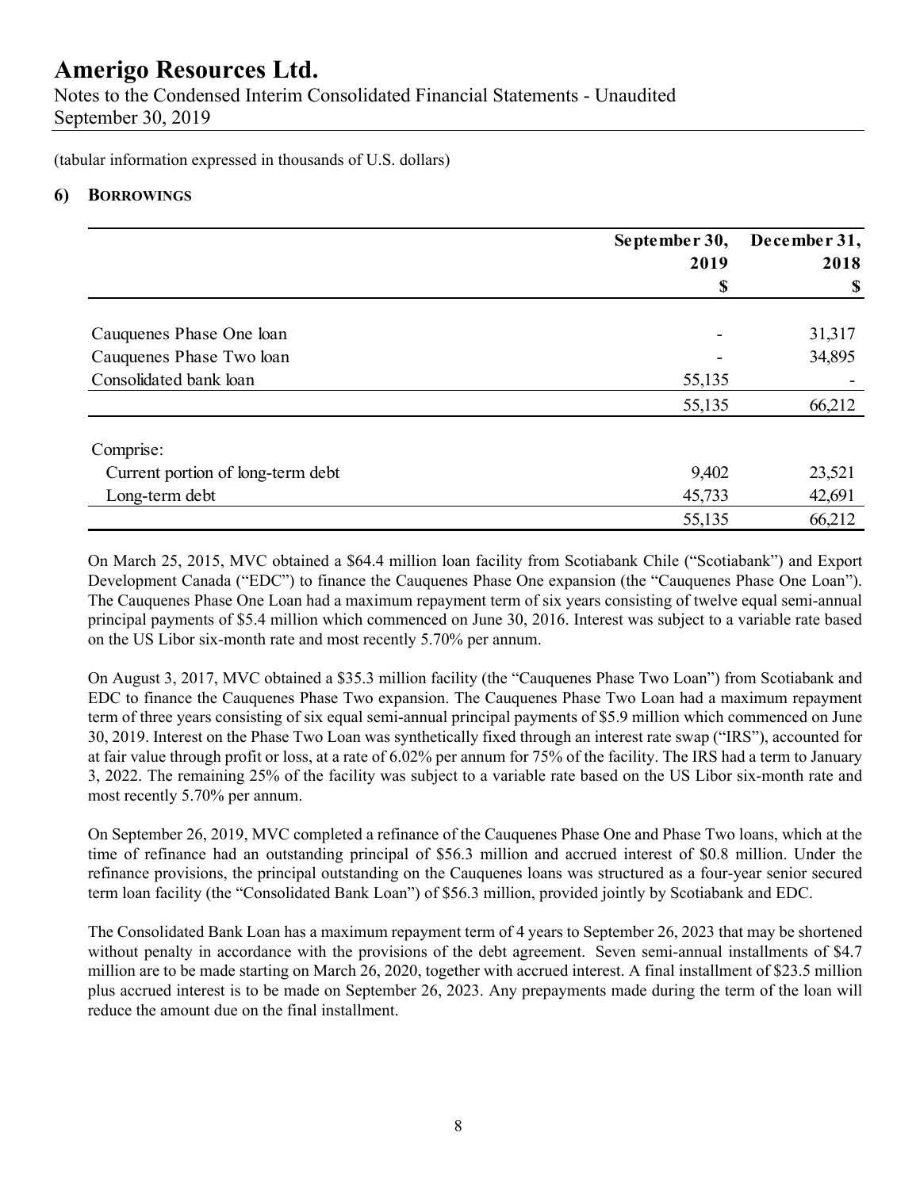(tabular information expressed in thousands of U.S. dollars)

## 6) BORROWINGS

| | September 30, 2019 | December 31, 2018 |
|---|---|---|
| | $ | $ |
| Cauquenes Phase One loan | - | 31,317 |
| Cauquenes Phase Two loan | - | 34,895 |
| Consolidated bank loan | 55,135 | - |
| | 55,135 | 66,212 |
| Comprise: | | |
| Current portion of long-term debt | 9,402 | 23,521 |
| Long-term debt | 45,733 | 42,691 |
| | 55,135 | 66,212 |

On March 25, 2015, MVC obtained a $64.4 million loan facility from Scotiabank Chile ("Scotiabank") and Export Development Canada ("EDC") to finance the Cauquenes Phase One expansion (the "Cauquenes Phase One Loan"). The Cauquenes Phase One Loan had a maximum repayment term of six years consisting of twelve equal semi-annual principal payments of $5.4 million which commenced on June 30, 2016. Interest was subject to a variable rate based on the US Libor six-month rate and most recently 5.70% per annum.

On August 3, 2017, MVC obtained a $35.3 million facility (the "Cauquenes Phase Two Loan") from Scotiabank and EDC to finance the Cauquenes Phase Two expansion. The Cauquenes Phase Two Loan had a maximum repayment term of three years consisting of six equal semi-annual principal payments of $5.9 million which commenced on June 30, 2019. Interest on the Phase Two Loan was synthetically fixed through an interest rate swap ("IRS"), accounted for at fair value through profit or loss, at a rate of 6.02% per annum for 75% of the facility. The IRS had a term to January 3, 2022. The remaining 25% of the facility was subject to a variable rate based on the US Libor six-month rate and most recently 5.70% per annum.

On September 26, 2019, MVC completed a refinance of the Cauquenes Phase One and Phase Two loans, which at the time of refinance had an outstanding principal of $56.3 million and accrued interest of $0.8 million. Under the refinance provisions, the principal outstanding on the Cauquenes loans was structured as a four-year senior secured term loan facility (the "Consolidated Bank Loan") of $56.3 million, provided jointly by Scotiabank and EDC.

The Consolidated Bank Loan has a maximum repayment term of 4 years to September 26, 2023 that may be shortened without penalty in accordance with the provisions of the debt agreement. Seven semi-annual installments of $4.7 million are to be made starting on March 26, 2020, together with accrued interest. A final installment of $23.5 million plus accrued interest is to be made on September 26, 2023. Any prepayments made during the term of the loan will reduce the amount due on the final installment.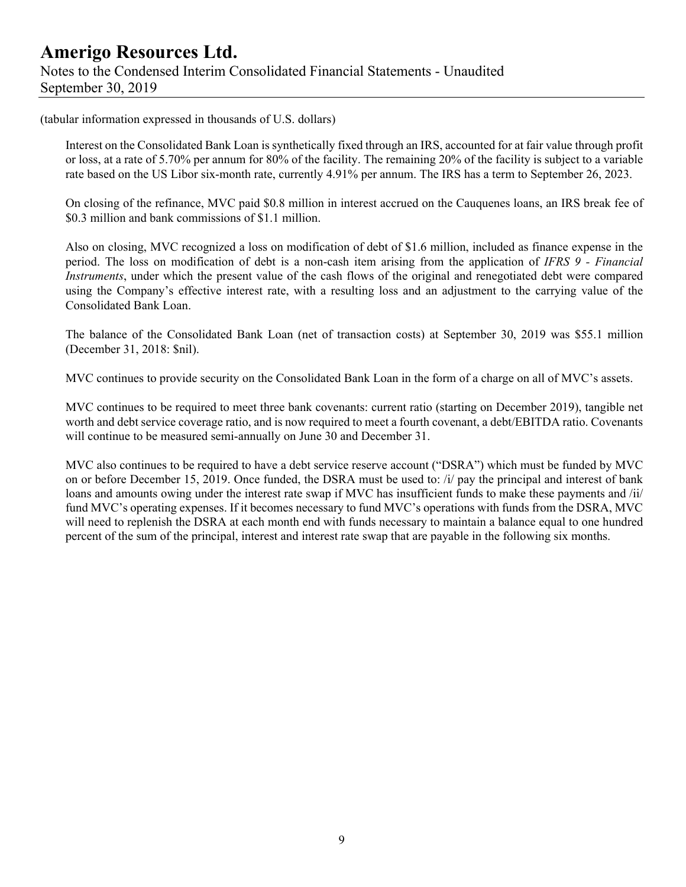(tabular information expressed in thousands of U.S. dollars)

Interest on the Consolidated Bank Loan is synthetically fixed through an IRS, accounted for at fair value through profit or loss, at a rate of 5.70% per annum for 80% of the facility. The remaining 20% of the facility is subject to a variable rate based on the US Libor six-month rate, currently 4.91% per annum. The IRS has a term to September 26, 2023.

On closing of the refinance, MVC paid $0.8 million in interest accrued on the Cauquenes loans, an IRS break fee of $0.3 million and bank commissions of $1.1 million.

Also on closing, MVC recognized a loss on modification of debt of $1.6 million, included as finance expense in the period. The loss on modification of debt is a non-cash item arising from the application of *IFRS 9 - Financial Instruments*, under which the present value of the cash flows of the original and renegotiated debt were compared using the Company's effective interest rate, with a resulting loss and an adjustment to the carrying value of the Consolidated Bank Loan.

The balance of the Consolidated Bank Loan (net of transaction costs) at September 30, 2019 was $55.1 million (December 31, 2018: $nil).

MVC continues to provide security on the Consolidated Bank Loan in the form of a charge on all of MVC's assets.

MVC continues to be required to meet three bank covenants: current ratio (starting on December 2019), tangible net worth and debt service coverage ratio, and is now required to meet a fourth covenant, a debt/EBITDA ratio. Covenants will continue to be measured semi-annually on June 30 and December 31.

MVC also continues to be required to have a debt service reserve account ("DSRA") which must be funded by MVC on or before December 15, 2019. Once funded, the DSRA must be used to: /i/ pay the principal and interest of bank loans and amounts owing under the interest rate swap if MVC has insufficient funds to make these payments and /ii/ fund MVC's operating expenses. If it becomes necessary to fund MVC's operations with funds from the DSRA, MVC will need to replenish the DSRA at each month end with funds necessary to maintain a balance equal to one hundred percent of the sum of the principal, interest and interest rate swap that are payable in the following six months.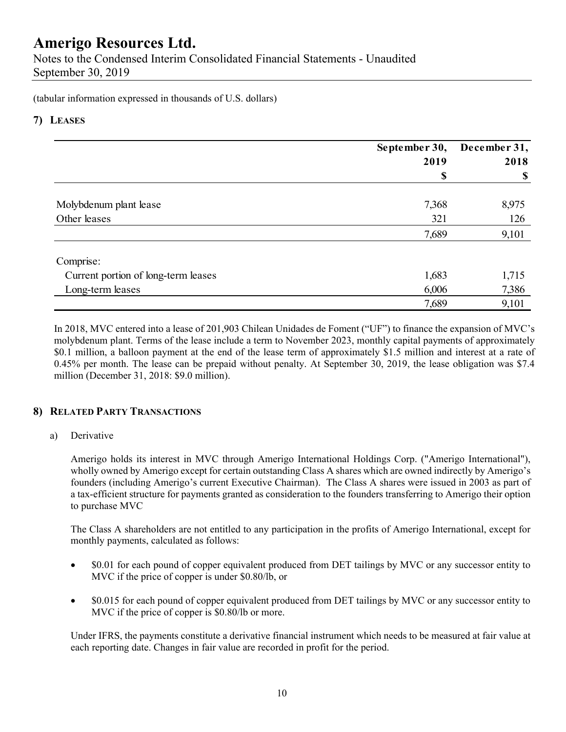(tabular information expressed in thousands of U.S. dollars)

## 7) LEASES

| | September 30, 2019 | December 31, 2018 |
|---|---|---|
| | \$ | \$ |
| Molybdenum plant lease | 7,368 | 8,975 |
| Other leases | 321 | 126 |
| | 7,689 | 9,101 |
| Comprise: | | |
| Current portion of long-term leases | 1,683 | 1,715 |
| Long-term leases | 6,006 | 7,386 |
| | 7,689 | 9,101 |

In 2018, MVC entered into a lease of 201,903 Chilean Unidades de Foment ("UF") to finance the expansion of MVC's molybdenum plant. Terms of the lease include a term to November 2023, monthly capital payments of approximately \$0.1 million, a balloon payment at the end of the lease term of approximately \$1.5 million and interest at a rate of 0.45% per month. The lease can be prepaid without penalty. At September 30, 2019, the lease obligation was \$7.4 million (December 31, 2018: \$9.0 million).

## 8) RELATED PARTY TRANSACTIONS

a) Derivative

Amerigo holds its interest in MVC through Amerigo International Holdings Corp. ("Amerigo International"), wholly owned by Amerigo except for certain outstanding Class A shares which are owned indirectly by Amerigo's founders (including Amerigo's current Executive Chairman). The Class A shares were issued in 2003 as part of a tax-efficient structure for payments granted as consideration to the founders transferring to Amerigo their option to purchase MVC

The Class A shareholders are not entitled to any participation in the profits of Amerigo International, except for monthly payments, calculated as follows:

- \$0.01 for each pound of copper equivalent produced from DET tailings by MVC or any successor entity to MVC if the price of copper is under \$0.80/lb, or
- \$0.015 for each pound of copper equivalent produced from DET tailings by MVC or any successor entity to MVC if the price of copper is \$0.80/lb or more.

Under IFRS, the payments constitute a derivative financial instrument which needs to be measured at fair value at each reporting date. Changes in fair value are recorded in profit for the period.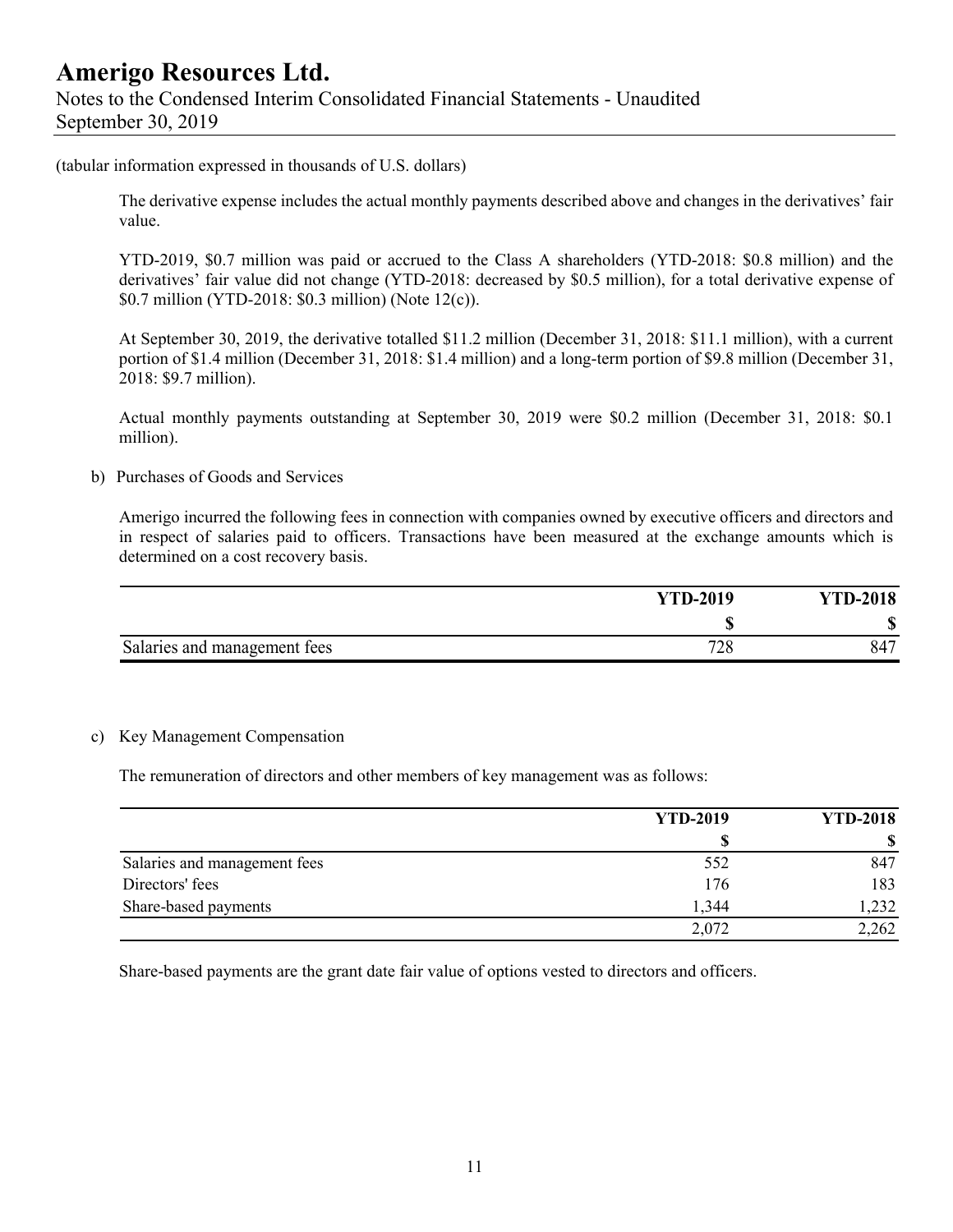(tabular information expressed in thousands of U.S. dollars)

The derivative expense includes the actual monthly payments described above and changes in the derivatives' fair value.

YTD-2019, $0.7 million was paid or accrued to the Class A shareholders (YTD-2018: $0.8 million) and the derivatives' fair value did not change (YTD-2018: decreased by $0.5 million), for a total derivative expense of $0.7 million (YTD-2018: $0.3 million) (Note 12(c)).

At September 30, 2019, the derivative totalled $11.2 million (December 31, 2018: $11.1 million), with a current portion of $1.4 million (December 31, 2018: $1.4 million) and a long-term portion of $9.8 million (December 31, 2018: $9.7 million).

Actual monthly payments outstanding at September 30, 2019 were $0.2 million (December 31, 2018: $0.1 million).

b) Purchases of Goods and Services

Amerigo incurred the following fees in connection with companies owned by executive officers and directors and in respect of salaries paid to officers. Transactions have been measured at the exchange amounts which is determined on a cost recovery basis.

| | YTD-2019 | YTD-2018 |
|---|---|---|
| | $ | $ |
| Salaries and management fees | 728 | 847 |

c) Key Management Compensation

The remuneration of directors and other members of key management was as follows:

| | YTD-2019 | YTD-2018 |
|---|---|---|
| | $ | $ |
| Salaries and management fees | 552 | 847 |
| Directors' fees | 176 | 183 |
| Share-based payments | 1,344 | 1,232 |
| | 2,072 | 2,262 |

Share-based payments are the grant date fair value of options vested to directors and officers.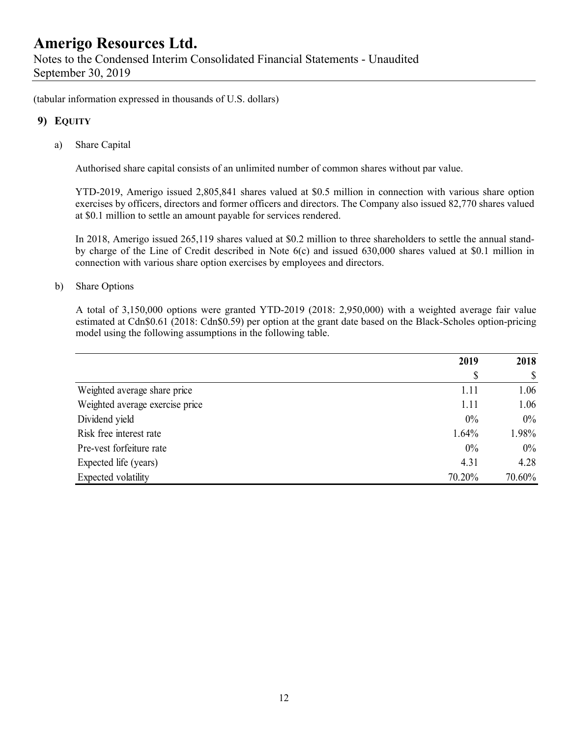(tabular information expressed in thousands of U.S. dollars)

## 9) EQUITY

a) Share Capital

Authorised share capital consists of an unlimited number of common shares without par value.

YTD-2019, Amerigo issued 2,805,841 shares valued at $0.5 million in connection with various share option exercises by officers, directors and former officers and directors. The Company also issued 82,770 shares valued at $0.1 million to settle an amount payable for services rendered.

In 2018, Amerigo issued 265,119 shares valued at $0.2 million to three shareholders to settle the annual stand-by charge of the Line of Credit described in Note 6(c) and issued 630,000 shares valued at $0.1 million in connection with various share option exercises by employees and directors.

b) Share Options

A total of 3,150,000 options were granted YTD-2019 (2018: 2,950,000) with a weighted average fair value estimated at Cdn$0.61 (2018: Cdn$0.59) per option at the grant date based on the Black-Scholes option-pricing model using the following assumptions in the following table.

| | **2019** | **2018** |
|---|---|---|
| | $ | $ |
| Weighted average share price | 1.11 | 1.06 |
| Weighted average exercise price | 1.11 | 1.06 |
| Dividend yield | 0% | 0% |
| Risk free interest rate | 1.64% | 1.98% |
| Pre-vest forfeiture rate | 0% | 0% |
| Expected life (years) | 4.31 | 4.28 |
| Expected volatility | 70.20% | 70.60% |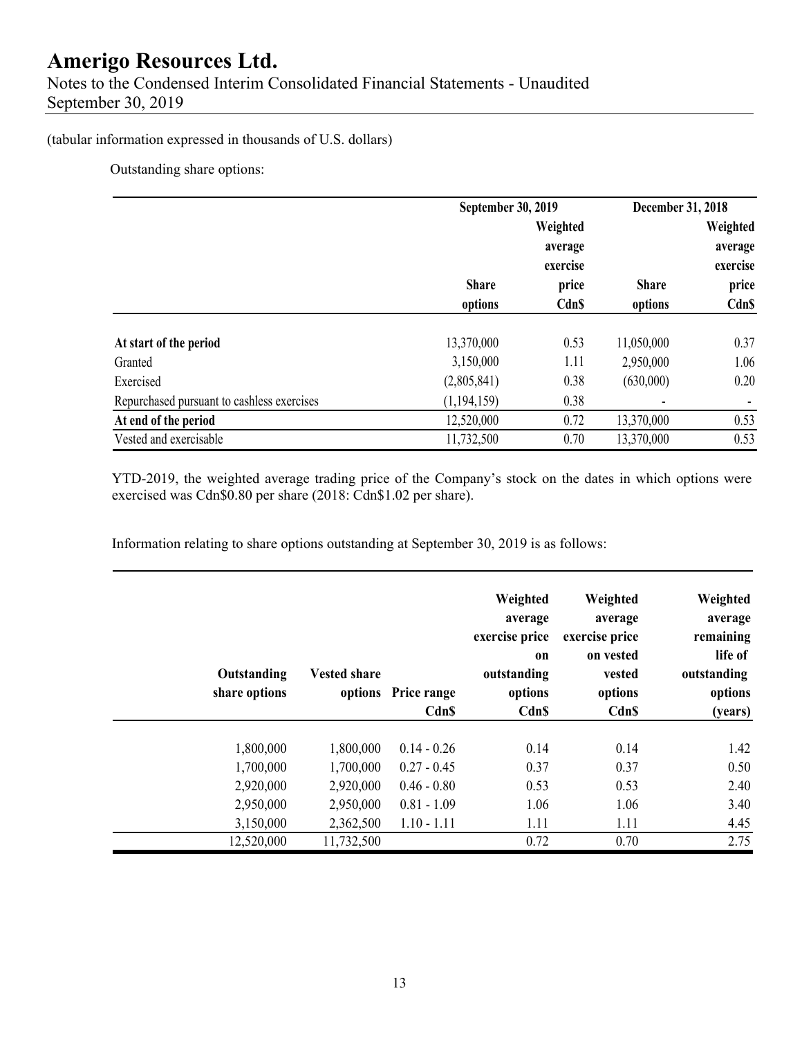(tabular information expressed in thousands of U.S. dollars)

Outstanding share options:

| | September 30, 2019 | | December 31, 2018 | |
|---|---|---|---|---|
| | Share options | Weighted average exercise price Cdn$ | Share options | Weighted average exercise price Cdn$ |
| **At start of the period** | 13,370,000 | 0.53 | 11,050,000 | 0.37 |
| Granted | 3,150,000 | 1.11 | 2,950,000 | 1.06 |
| Exercised | (2,805,841) | 0.38 | (630,000) | 0.20 |
| Repurchased pursuant to cashless exercises | (1,194,159) | 0.38 | - | - |
| **At end of the period** | 12,520,000 | 0.72 | 13,370,000 | 0.53 |
| Vested and exercisable | 11,732,500 | 0.70 | 13,370,000 | 0.53 |

YTD-2019, the weighted average trading price of the Company's stock on the dates in which options were exercised was Cdn$0.80 per share (2018: Cdn$1.02 per share).

Information relating to share options outstanding at September 30, 2019 is as follows:

| Outstanding share options | Vested share options | Price range Cdn$ | Weighted average exercise price on outstanding options Cdn$ | Weighted average exercise price on vested vested options Cdn$ | Weighted average remaining life of outstanding options (years) |
|---|---|---|---|---|---|
| 1,800,000 | 1,800,000 | 0.14 - 0.26 | 0.14 | 0.14 | 1.42 |
| 1,700,000 | 1,700,000 | 0.27 - 0.45 | 0.37 | 0.37 | 0.50 |
| 2,920,000 | 2,920,000 | 0.46 - 0.80 | 0.53 | 0.53 | 2.40 |
| 2,950,000 | 2,950,000 | 0.81 - 1.09 | 1.06 | 1.06 | 3.40 |
| 3,150,000 | 2,362,500 | 1.10 - 1.11 | 1.11 | 1.11 | 4.45 |
| 12,520,000 | 11,732,500 | | 0.72 | 0.70 | 2.75 |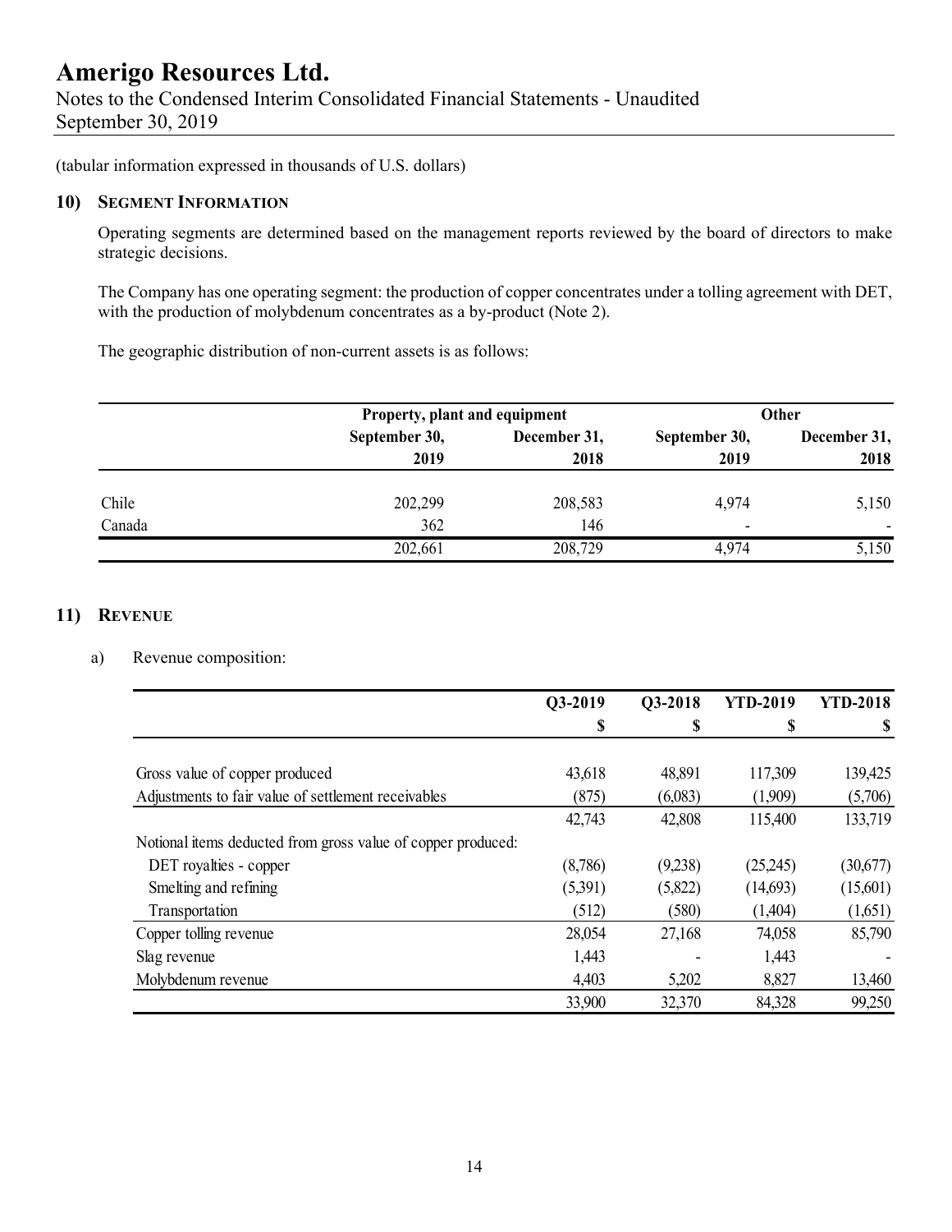# Amerigo Resources Ltd.

Notes to the Condensed Interim Consolidated Financial Statements - Unaudited
September 30, 2019

(tabular information expressed in thousands of U.S. dollars)

## 10) Segment Information

Operating segments are determined based on the management reports reviewed by the board of directors to make strategic decisions.

The Company has one operating segment: the production of copper concentrates under a tolling agreement with DET, with the production of molybdenum concentrates as a by-product (Note 2).

The geographic distribution of non-current assets is as follows:

| | Property, plant and equipment | | Other | |
|---|---|---|---|---|
| | September 30, 2019 | December 31, 2018 | September 30, 2019 | December 31, 2018 |
| Chile | 202,299 | 208,583 | 4,974 | 5,150 |
| Canada | 362 | 146 | - | - |
| | 202,661 | 208,729 | 4,974 | 5,150 |

## 11) Revenue

a) Revenue composition:

| | Q3-2019 | Q3-2018 | YTD-2019 | YTD-2018 |
|---|---|---|---|---|
| | $ | $ | $ | $ |
| Gross value of copper produced | 43,618 | 48,891 | 117,309 | 139,425 |
| Adjustments to fair value of settlement receivables | (875) | (6,083) | (1,909) | (5,706) |
| | 42,743 | 42,808 | 115,400 | 133,719 |
| Notional items deducted from gross value of copper produced: | | | | |
| DET royalties - copper | (8,786) | (9,238) | (25,245) | (30,677) |
| Smelting and refining | (5,391) | (5,822) | (14,693) | (15,601) |
| Transportation | (512) | (580) | (1,404) | (1,651) |
| Copper tolling revenue | 28,054 | 27,168 | 74,058 | 85,790 |
| Slag revenue | 1,443 | - | 1,443 | - |
| Molybdenum revenue | 4,403 | 5,202 | 8,827 | 13,460 |
| | 33,900 | 32,370 | 84,328 | 99,250 |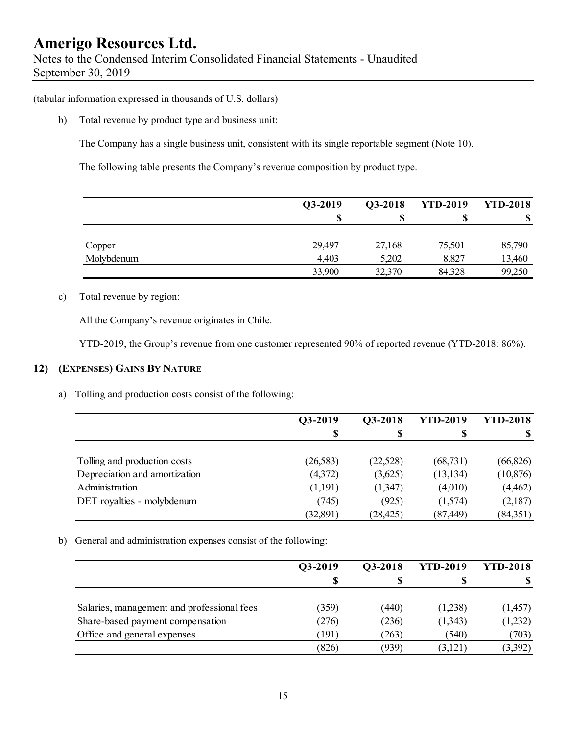(tabular information expressed in thousands of U.S. dollars)

b) Total revenue by product type and business unit:

The Company has a single business unit, consistent with its single reportable segment (Note 10).

The following table presents the Company's revenue composition by product type.

| | Q3-2019 | Q3-2018 | YTD-2019 | YTD-2018 |
|---|---|---|---|---|
| | $ | $ | $ | $ |
| Copper | 29,497 | 27,168 | 75,501 | 85,790 |
| Molybdenum | 4,403 | 5,202 | 8,827 | 13,460 |
| | 33,900 | 32,370 | 84,328 | 99,250 |

c) Total revenue by region:

All the Company's revenue originates in Chile.

YTD-2019, the Group's revenue from one customer represented 90% of reported revenue (YTD-2018: 86%).

## 12) (EXPENSES) GAINS BY NATURE

a) Tolling and production costs consist of the following:

| | Q3-2019 | Q3-2018 | YTD-2019 | YTD-2018 |
|---|---|---|---|---|
| | $ | $ | $ | $ |
| Tolling and production costs | (26,583) | (22,528) | (68,731) | (66,826) |
| Depreciation and amortization | (4,372) | (3,625) | (13,134) | (10,876) |
| Administration | (1,191) | (1,347) | (4,010) | (4,462) |
| DET royalties - molybdenum | (745) | (925) | (1,574) | (2,187) |
| | (32,891) | (28,425) | (87,449) | (84,351) |

b) General and administration expenses consist of the following:

| | Q3-2019 | Q3-2018 | YTD-2019 | YTD-2018 |
|---|---|---|---|---|
| | $ | $ | $ | $ |
| Salaries, management and professional fees | (359) | (440) | (1,238) | (1,457) |
| Share-based payment compensation | (276) | (236) | (1,343) | (1,232) |
| Office and general expenses | (191) | (263) | (540) | (703) |
| | (826) | (939) | (3,121) | (3,392) |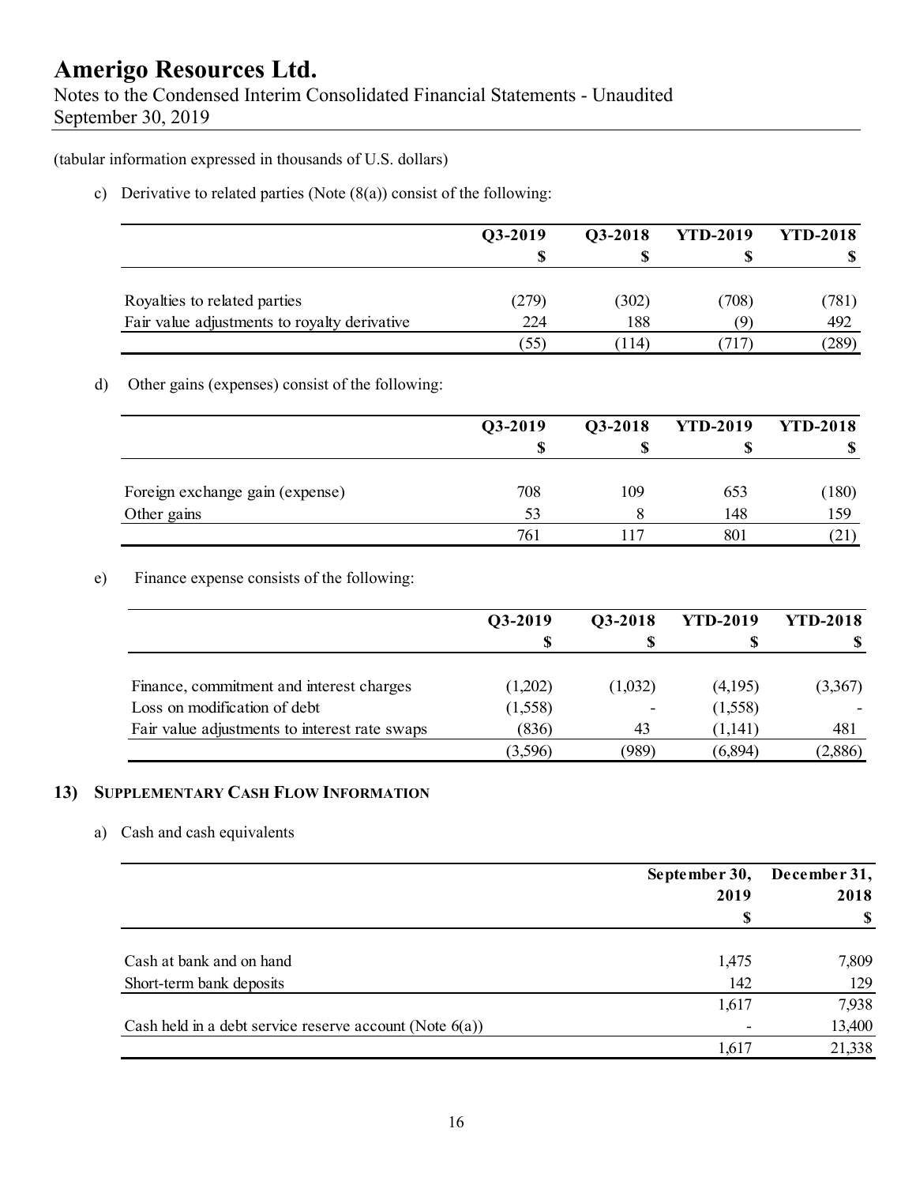(tabular information expressed in thousands of U.S. dollars)

c) Derivative to related parties (Note (8(a)) consist of the following:

| | Q3-2019 | Q3-2018 | YTD-2019 | YTD-2018 |
|---|---|---|---|---|
| | $ | $ | $ | $ |
| Royalties to related parties | (279) | (302) | (708) | (781) |
| Fair value adjustments to royalty derivative | 224 | 188 | (9) | 492 |
| | (55) | (114) | (717) | (289) |

d) Other gains (expenses) consist of the following:

| | Q3-2019 | Q3-2018 | YTD-2019 | YTD-2018 |
|---|---|---|---|---|
| | $ | $ | $ | $ |
| Foreign exchange gain (expense) | 708 | 109 | 653 | (180) |
| Other gains | 53 | 8 | 148 | 159 |
| | 761 | 117 | 801 | (21) |

e) Finance expense consists of the following:

| | Q3-2019 | Q3-2018 | YTD-2019 | YTD-2018 |
|---|---|---|---|---|
| | $ | $ | $ | $ |
| Finance, commitment and interest charges | (1,202) | (1,032) | (4,195) | (3,367) |
| Loss on modification of debt | (1,558) | - | (1,558) | - |
| Fair value adjustments to interest rate swaps | (836) | 43 | (1,141) | 481 |
| | (3,596) | (989) | (6,894) | (2,886) |

## 13) SUPPLEMENTARY CASH FLOW INFORMATION

a) Cash and cash equivalents

| | September 30, 2019 | December 31, 2018 |
|---|---|---|
| | $ | $ |
| Cash at bank and on hand | 1,475 | 7,809 |
| Short-term bank deposits | 142 | 129 |
| | 1,617 | 7,938 |
| Cash held in a debt service reserve account (Note 6(a)) | - | 13,400 |
| | 1,617 | 21,338 |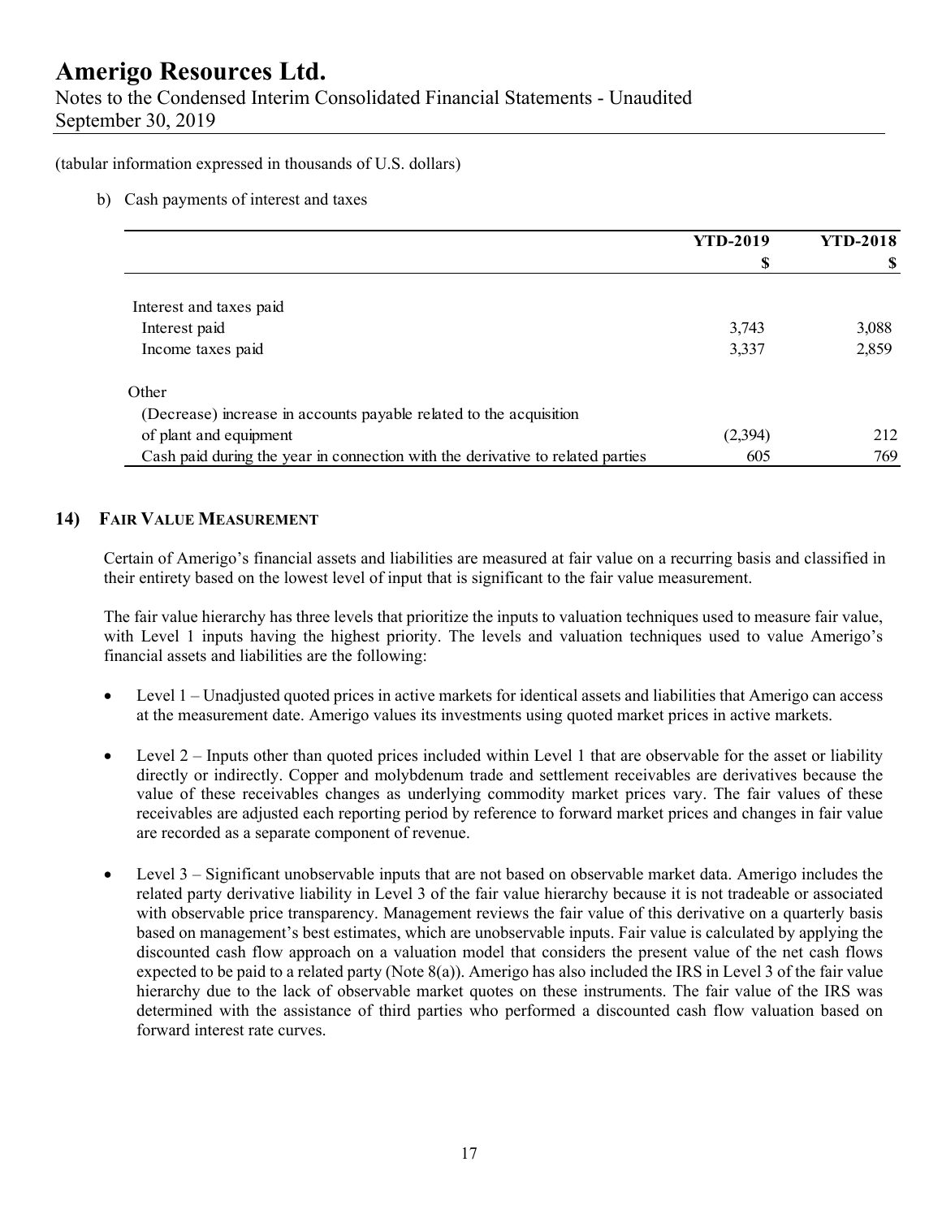(tabular information expressed in thousands of U.S. dollars)

b) Cash payments of interest and taxes

| | YTD-2019 | YTD-2018 |
|---|---|---|
| | $ | $ |
| Interest and taxes paid | | |
| Interest paid | 3,743 | 3,088 |
| Income taxes paid | 3,337 | 2,859 |
| Other | | |
| (Decrease) increase in accounts payable related to the acquisition of plant and equipment | (2,394) | 212 |
| Cash paid during the year in connection with the derivative to related parties | 605 | 769 |

## 14) FAIR VALUE MEASUREMENT

Certain of Amerigo's financial assets and liabilities are measured at fair value on a recurring basis and classified in their entirety based on the lowest level of input that is significant to the fair value measurement.

The fair value hierarchy has three levels that prioritize the inputs to valuation techniques used to measure fair value, with Level 1 inputs having the highest priority. The levels and valuation techniques used to value Amerigo's financial assets and liabilities are the following:

- Level 1 – Unadjusted quoted prices in active markets for identical assets and liabilities that Amerigo can access at the measurement date. Amerigo values its investments using quoted market prices in active markets.
- Level 2 – Inputs other than quoted prices included within Level 1 that are observable for the asset or liability directly or indirectly. Copper and molybdenum trade and settlement receivables are derivatives because the value of these receivables changes as underlying commodity market prices vary. The fair values of these receivables are adjusted each reporting period by reference to forward market prices and changes in fair value are recorded as a separate component of revenue.
- Level 3 – Significant unobservable inputs that are not based on observable market data. Amerigo includes the related party derivative liability in Level 3 of the fair value hierarchy because it is not tradeable or associated with observable price transparency. Management reviews the fair value of this derivative on a quarterly basis based on management's best estimates, which are unobservable inputs. Fair value is calculated by applying the discounted cash flow approach on a valuation model that considers the present value of the net cash flows expected to be paid to a related party (Note 8(a)). Amerigo has also included the IRS in Level 3 of the fair value hierarchy due to the lack of observable market quotes on these instruments. The fair value of the IRS was determined with the assistance of third parties who performed a discounted cash flow valuation based on forward interest rate curves.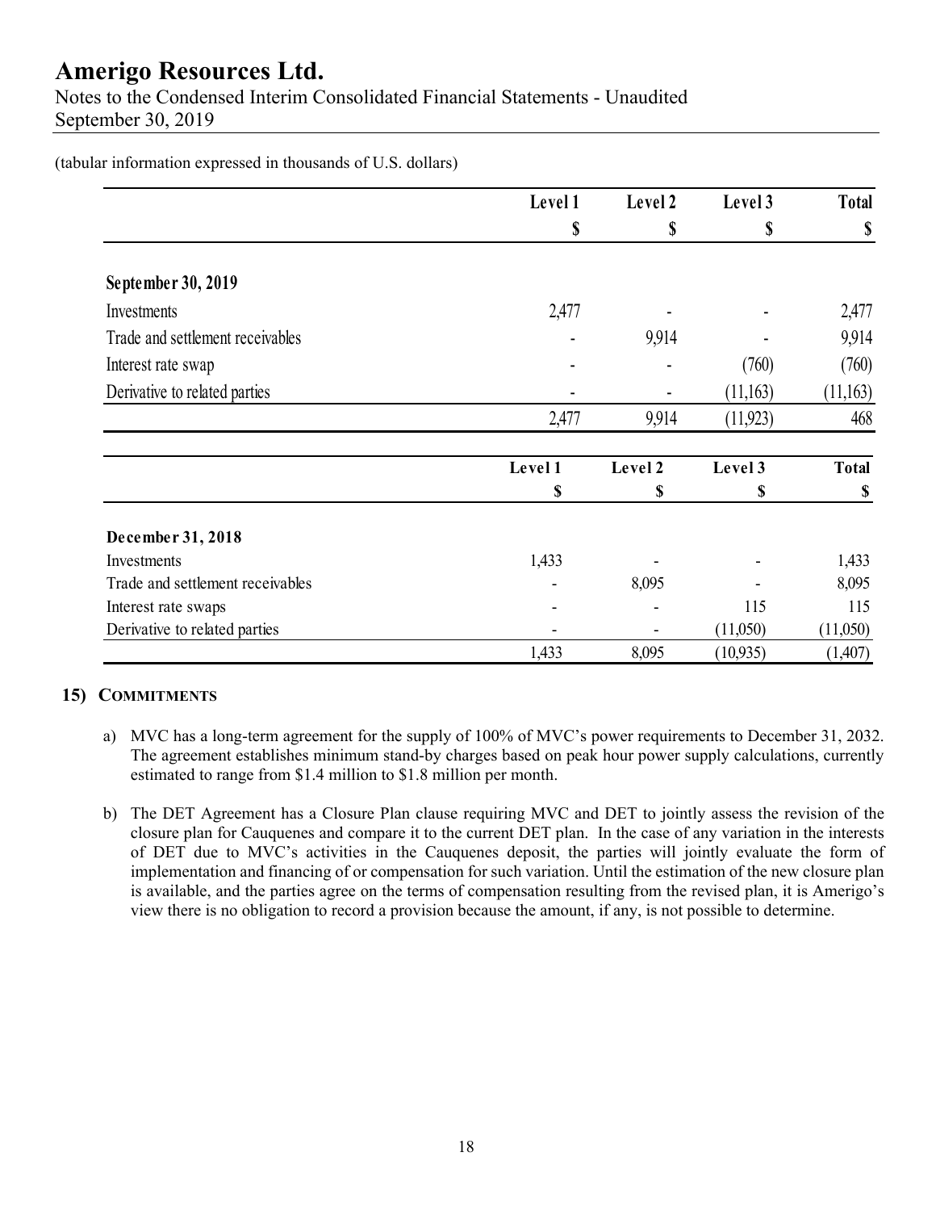(tabular information expressed in thousands of U.S. dollars)

| | Level 1 | Level 2 | Level 3 | Total |
|---|---|---|---|---|
| | $ | $ | $ | $ |
| **September 30, 2019** | | | | |
| Investments | 2,477 | - | - | 2,477 |
| Trade and settlement receivables | - | 9,914 | - | 9,914 |
| Interest rate swap | - | - | (760) | (760) |
| Derivative to related parties | - | - | (11,163) | (11,163) |
| | 2,477 | 9,914 | (11,923) | 468 |

| | Level 1 | Level 2 | Level 3 | Total |
|---|---|---|---|---|
| | $ | $ | $ | $ |
| **December 31, 2018** | | | | |
| Investments | 1,433 | - | - | 1,433 |
| Trade and settlement receivables | - | 8,095 | - | 8,095 |
| Interest rate swaps | - | - | 115 | 115 |
| Derivative to related parties | - | - | (11,050) | (11,050) |
| | 1,433 | 8,095 | (10,935) | (1,407) |

## 15) COMMITMENTS

a) MVC has a long-term agreement for the supply of 100% of MVC's power requirements to December 31, 2032. The agreement establishes minimum stand-by charges based on peak hour power supply calculations, currently estimated to range from $1.4 million to $1.8 million per month.

b) The DET Agreement has a Closure Plan clause requiring MVC and DET to jointly assess the revision of the closure plan for Cauquenes and compare it to the current DET plan. In the case of any variation in the interests of DET due to MVC's activities in the Cauquenes deposit, the parties will jointly evaluate the form of implementation and financing of or compensation for such variation. Until the estimation of the new closure plan is available, and the parties agree on the terms of compensation resulting from the revised plan, it is Amerigo's view there is no obligation to record a provision because the amount, if any, is not possible to determine.